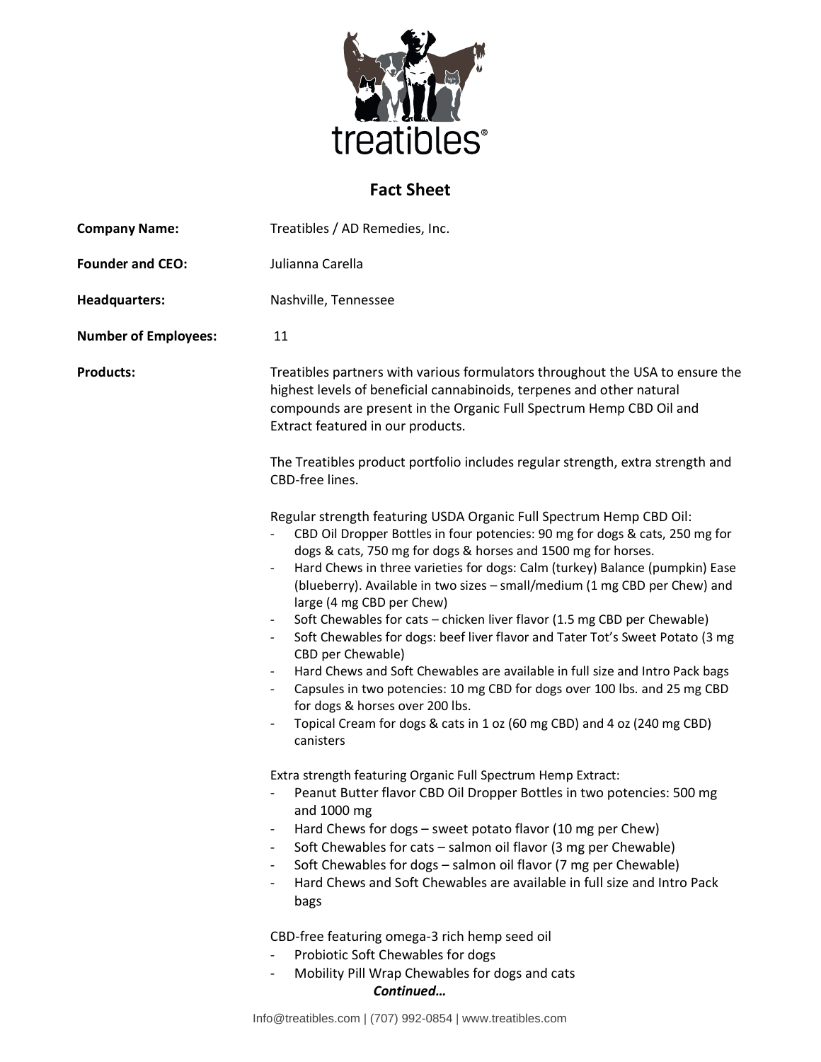treatibles®

# Fact Sheet

**Company Name:** Treatibles / AD Remedies, Inc.

**Founder and CEO:** Julianna Carella

**Headquarters:** Nashville, Tennessee

**Number of Employees:** 11

**Products:**

Treatibles partners with various formulators throughout the USA to ensure the highest levels of beneficial cannabinoids, terpenes and other natural compounds are present in the Organic Full Spectrum Hemp CBD Oil and Extract featured in our products.

The Treatibles product portfolio includes regular strength, extra strength and CBD-free lines.

Regular strength featuring USDA Organic Full Spectrum Hemp CBD Oil:

- CBD Oil Dropper Bottles in four potencies: 90 mg for dogs & cats, 250 mg for dogs & cats, 750 mg for dogs & horses and 1500 mg for horses.
- Hard Chews in three varieties for dogs: Calm (turkey) Balance (pumpkin) Ease (blueberry). Available in two sizes – small/medium (1 mg CBD per Chew) and large (4 mg CBD per Chew)
- Soft Chewables for cats – chicken liver flavor (1.5 mg CBD per Chewable)
- Soft Chewables for dogs: beef liver flavor and Tater Tot's Sweet Potato (3 mg CBD per Chewable)
- Hard Chews and Soft Chewables are available in full size and Intro Pack bags
- Capsules in two potencies: 10 mg CBD for dogs over 100 lbs. and 25 mg CBD for dogs & horses over 200 lbs.
- Topical Cream for dogs & cats in 1 oz (60 mg CBD) and 4 oz (240 mg CBD) canisters

Extra strength featuring Organic Full Spectrum Hemp Extract:

- Peanut Butter flavor CBD Oil Dropper Bottles in two potencies: 500 mg and 1000 mg
- Hard Chews for dogs – sweet potato flavor (10 mg per Chew)
- Soft Chewables for cats – salmon oil flavor (3 mg per Chewable)
- Soft Chewables for dogs – salmon oil flavor (7 mg per Chewable)
- Hard Chews and Soft Chewables are available in full size and Intro Pack bags

CBD-free featuring omega-3 rich hemp seed oil

- Probiotic Soft Chewables for dogs
- Mobility Pill Wrap Chewables for dogs and cats

***Continued…***

Info@treatibles.com | (707) 992-0854 | www.treatibles.com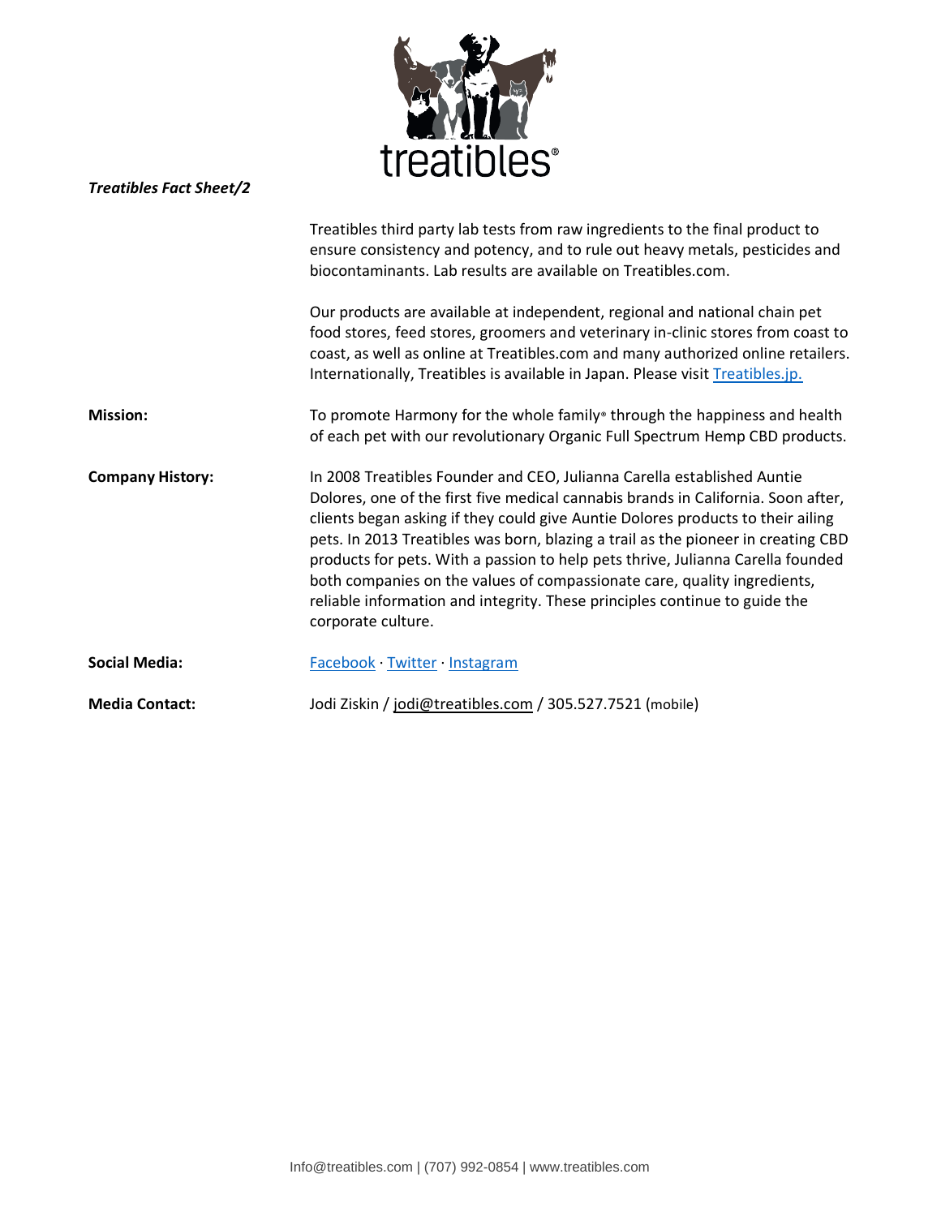*Treatibles Fact Sheet/2*

Treatibles third party lab tests from raw ingredients to the final product to ensure consistency and potency, and to rule out heavy metals, pesticides and biocontaminants. Lab results are available on Treatibles.com.

Our products are available at independent, regional and national chain pet food stores, feed stores, groomers and veterinary in-clinic stores from coast to coast, as well as online at Treatibles.com and many authorized online retailers. Internationally, Treatibles is available in Japan. Please visit Treatibles.jp.

**Mission:** To promote Harmony for the whole family® through the happiness and health of each pet with our revolutionary Organic Full Spectrum Hemp CBD products.

**Company History:** In 2008 Treatibles Founder and CEO, Julianna Carella established Auntie Dolores, one of the first five medical cannabis brands in California. Soon after, clients began asking if they could give Auntie Dolores products to their ailing pets. In 2013 Treatibles was born, blazing a trail as the pioneer in creating CBD products for pets. With a passion to help pets thrive, Julianna Carella founded both companies on the values of compassionate care, quality ingredients, reliable information and integrity. These principles continue to guide the corporate culture.

**Social Media:** Facebook · Twitter · Instagram

**Media Contact:** Jodi Ziskin / jodi@treatibles.com / 305.527.7521 (mobile)

Info@treatibles.com | (707) 992-0854 | www.treatibles.com